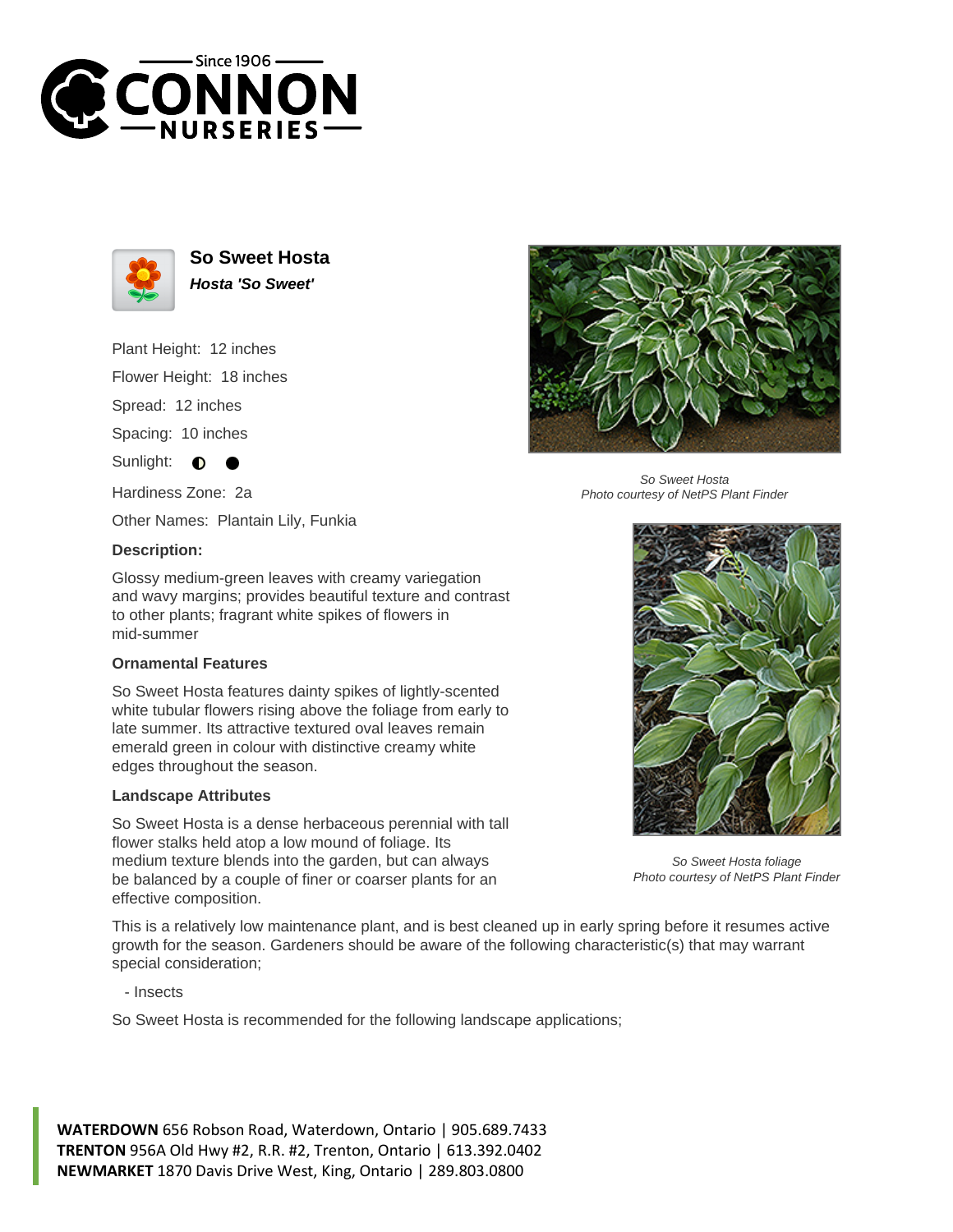# So Sweet Hosta

***Hosta 'So Sweet'***

Plant Height: 12 inches

Flower Height: 18 inches

Spread: 12 inches

Spacing: 10 inches

Sunlight: ◐ ●

Hardiness Zone: 2a

Other Names: Plantain Lily, Funkia

### Description:

Glossy medium-green leaves with creamy variegation and wavy margins; provides beautiful texture and contrast to other plants; fragrant white spikes of flowers in mid-summer

### Ornamental Features

So Sweet Hosta features dainty spikes of lightly-scented white tubular flowers rising above the foliage from early to late summer. Its attractive textured oval leaves remain emerald green in colour with distinctive creamy white edges throughout the season.

### Landscape Attributes

So Sweet Hosta is a dense herbaceous perennial with tall flower stalks held atop a low mound of foliage. Its medium texture blends into the garden, but can always be balanced by a couple of finer or coarser plants for an effective composition.

This is a relatively low maintenance plant, and is best cleaned up in early spring before it resumes active growth for the season. Gardeners should be aware of the following characteristic(s) that may warrant special consideration;

- Insects

So Sweet Hosta is recommended for the following landscape applications;

*So Sweet Hosta*
*Photo courtesy of NetPS Plant Finder*

*So Sweet Hosta foliage*
*Photo courtesy of NetPS Plant Finder*

**WATERDOWN** 656 Robson Road, Waterdown, Ontario | 905.689.7433
**TRENTON** 956A Old Hwy #2, R.R. #2, Trenton, Ontario | 613.392.0402
**NEWMARKET** 1870 Davis Drive West, King, Ontario | 289.803.0800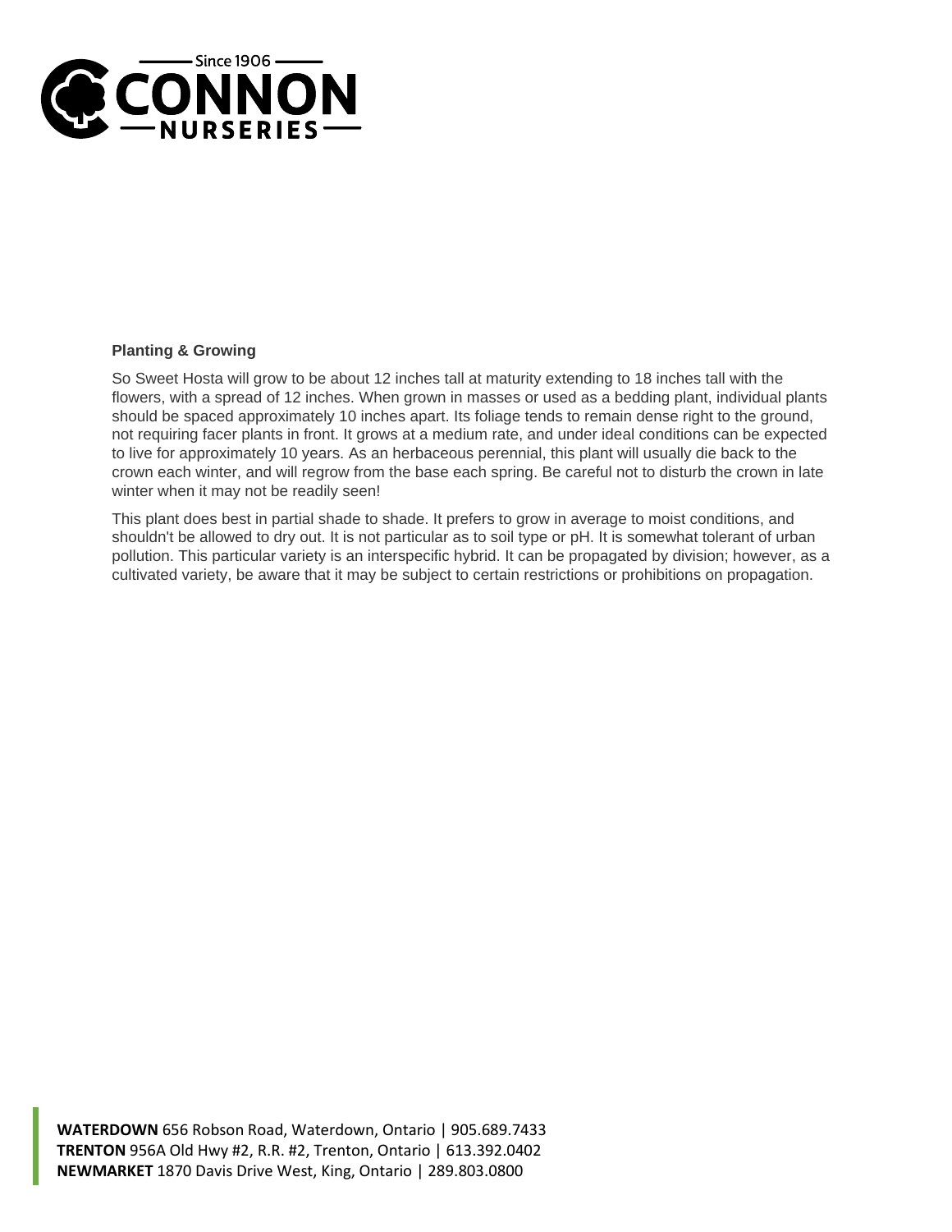**Planting & Growing**

So Sweet Hosta will grow to be about 12 inches tall at maturity extending to 18 inches tall with the flowers, with a spread of 12 inches. When grown in masses or used as a bedding plant, individual plants should be spaced approximately 10 inches apart. Its foliage tends to remain dense right to the ground, not requiring facer plants in front. It grows at a medium rate, and under ideal conditions can be expected to live for approximately 10 years. As an herbaceous perennial, this plant will usually die back to the crown each winter, and will regrow from the base each spring. Be careful not to disturb the crown in late winter when it may not be readily seen!

This plant does best in partial shade to shade. It prefers to grow in average to moist conditions, and shouldn't be allowed to dry out. It is not particular as to soil type or pH. It is somewhat tolerant of urban pollution. This particular variety is an interspecific hybrid. It can be propagated by division; however, as a cultivated variety, be aware that it may be subject to certain restrictions or prohibitions on propagation.